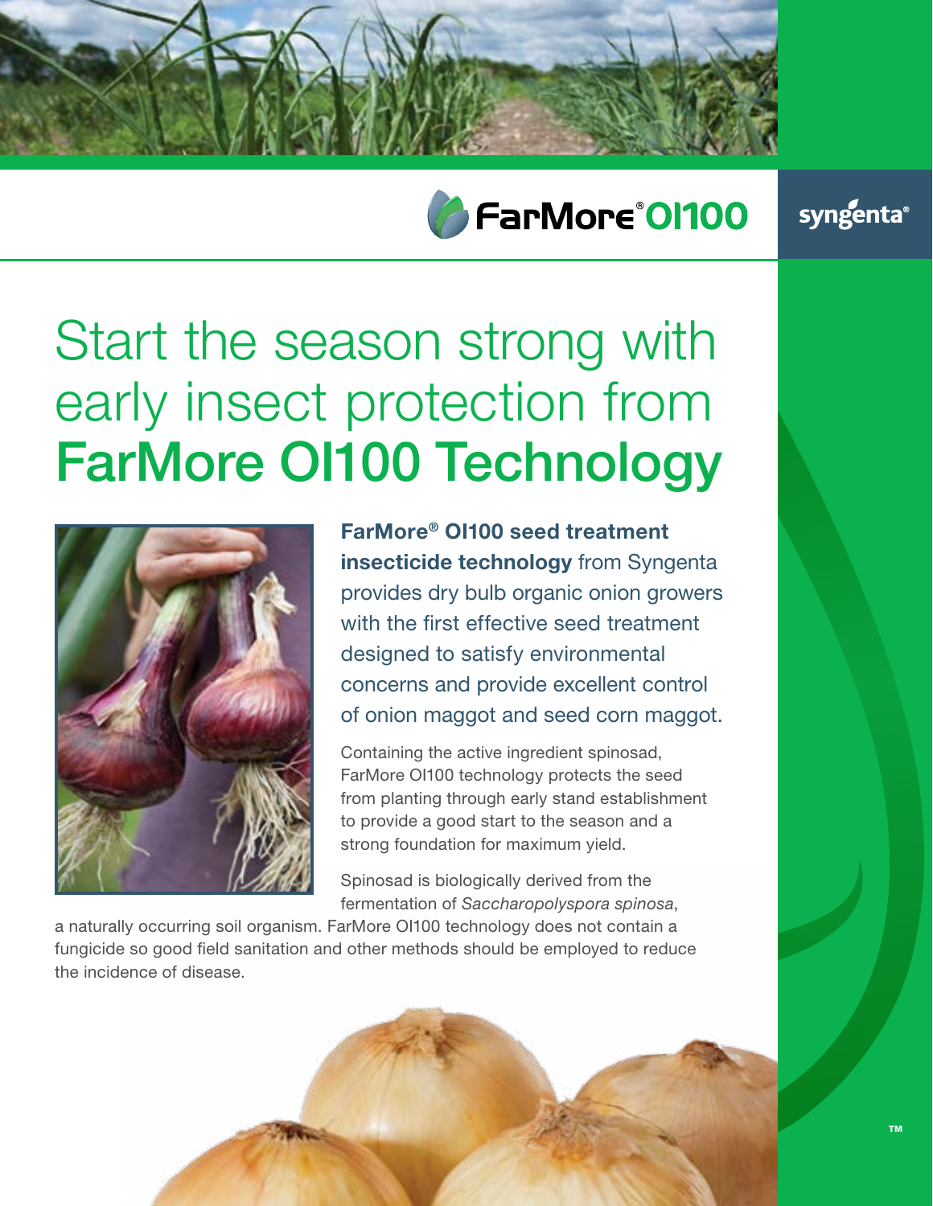FarMore® OI100

syngenta®

# Start the season strong with early insect protection from **FarMore OI100 Technology**

**FarMore® OI100 seed treatment insecticide technology** from Syngenta provides dry bulb organic onion growers with the first effective seed treatment designed to satisfy environmental concerns and provide excellent control of onion maggot and seed corn maggot.

Containing the active ingredient spinosad, FarMore OI100 technology protects the seed from planting through early stand establishment to provide a good start to the season and a strong foundation for maximum yield.

Spinosad is biologically derived from the fermentation of *Saccharopolyspora spinosa*, a naturally occurring soil organism. FarMore OI100 technology does not contain a fungicide so good field sanitation and other methods should be employed to reduce the incidence of disease.

™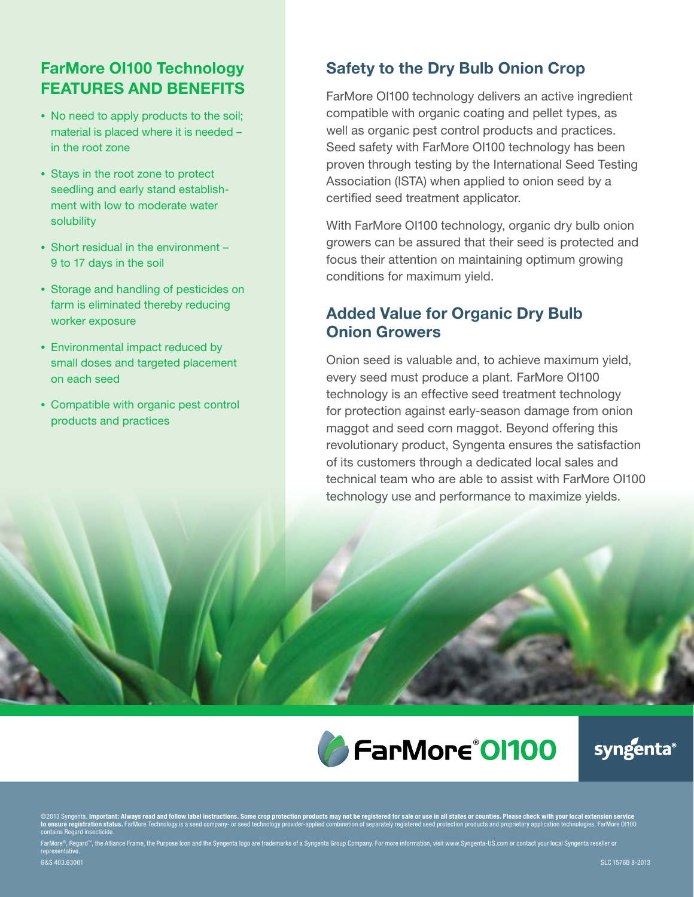## FarMore OI100 Technology FEATURES AND BENEFITS

- No need to apply products to the soil; material is placed where it is needed – in the root zone
- Stays in the root zone to protect seedling and early stand establishment with low to moderate water solubility
- Short residual in the environment – 9 to 17 days in the soil
- Storage and handling of pesticides on farm is eliminated thereby reducing worker exposure
- Environmental impact reduced by small doses and targeted placement on each seed
- Compatible with organic pest control products and practices

## Safety to the Dry Bulb Onion Crop

FarMore OI100 technology delivers an active ingredient compatible with organic coating and pellet types, as well as organic pest control products and practices. Seed safety with FarMore OI100 technology has been proven through testing by the International Seed Testing Association (ISTA) when applied to onion seed by a certified seed treatment applicator.

With FarMore OI100 technology, organic dry bulb onion growers can be assured that their seed is protected and focus their attention on maintaining optimum growing conditions for maximum yield.

## Added Value for Organic Dry Bulb Onion Growers

Onion seed is valuable and, to achieve maximum yield, every seed must produce a plant. FarMore OI100 technology is an effective seed treatment technology for protection against early-season damage from onion maggot and seed corn maggot. Beyond offering this revolutionary product, Syngenta ensures the satisfaction of its customers through a dedicated local sales and technical team who are able to assist with FarMore OI100 technology use and performance to maximize yields.

FarMore® OI100

syngenta®

©2013 Syngenta. **Important: Always read and follow label instructions. Some crop protection products may not be registered for sale or use in all states or counties. Please check with your local extension service to ensure registration status.** FarMore Technology is a seed company- or seed technology provider-applied combination of separately registered seed protection products and proprietary application technologies. FarMore OI100 contains Regard insecticide.

FarMore®, Regard™, the Alliance Frame, the Purpose Icon and the Syngenta logo are trademarks of a Syngenta Group Company. For more information, visit www.Syngenta-US.com or contact your local Syngenta reseller or representative.

G&S 403.63001

SLC 1576B 8-2013